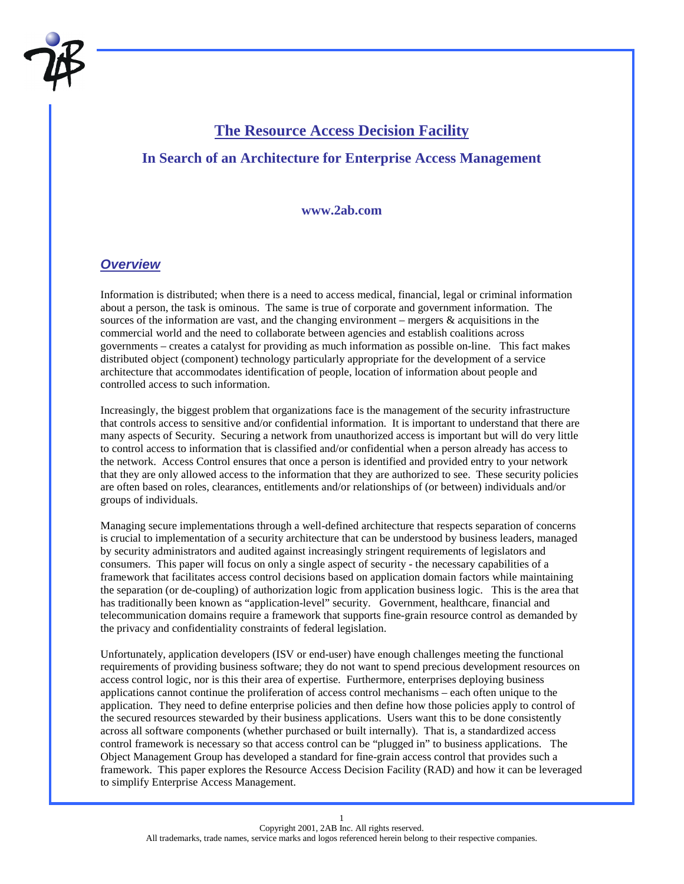# The Resource Access Decision Facility

## In Search of an Architecture for Enterprise Access Management

**www.2ab.com**

### *Overview*

Information is distributed; when there is a need to access medical, financial, legal or criminal information about a person, the task is ominous. The same is true of corporate and government information. The sources of the information are vast, and the changing environment – mergers & acquisitions in the commercial world and the need to collaborate between agencies and establish coalitions across governments – creates a catalyst for providing as much information as possible on-line. This fact makes distributed object (component) technology particularly appropriate for the development of a service architecture that accommodates identification of people, location of information about people and controlled access to such information.

Increasingly, the biggest problem that organizations face is the management of the security infrastructure that controls access to sensitive and/or confidential information. It is important to understand that there are many aspects of Security. Securing a network from unauthorized access is important but will do very little to control access to information that is classified and/or confidential when a person already has access to the network. Access Control ensures that once a person is identified and provided entry to your network that they are only allowed access to the information that they are authorized to see. These security policies are often based on roles, clearances, entitlements and/or relationships of (or between) individuals and/or groups of individuals.

Managing secure implementations through a well-defined architecture that respects separation of concerns is crucial to implementation of a security architecture that can be understood by business leaders, managed by security administrators and audited against increasingly stringent requirements of legislators and consumers. This paper will focus on only a single aspect of security - the necessary capabilities of a framework that facilitates access control decisions based on application domain factors while maintaining the separation (or de-coupling) of authorization logic from application business logic. This is the area that has traditionally been known as "application-level" security. Government, healthcare, financial and telecommunication domains require a framework that supports fine-grain resource control as demanded by the privacy and confidentiality constraints of federal legislation.

Unfortunately, application developers (ISV or end-user) have enough challenges meeting the functional requirements of providing business software; they do not want to spend precious development resources on access control logic, nor is this their area of expertise. Furthermore, enterprises deploying business applications cannot continue the proliferation of access control mechanisms – each often unique to the application. They need to define enterprise policies and then define how those policies apply to control of the secured resources stewarded by their business applications. Users want this to be done consistently across all software components (whether purchased or built internally). That is, a standardized access control framework is necessary so that access control can be "plugged in" to business applications. The Object Management Group has developed a standard for fine-grain access control that provides such a framework. This paper explores the Resource Access Decision Facility (RAD) and how it can be leveraged to simplify Enterprise Access Management.

Copyright 2001, 2AB Inc. All rights reserved.
All trademarks, trade names, service marks and logos referenced herein belong to their respective companies.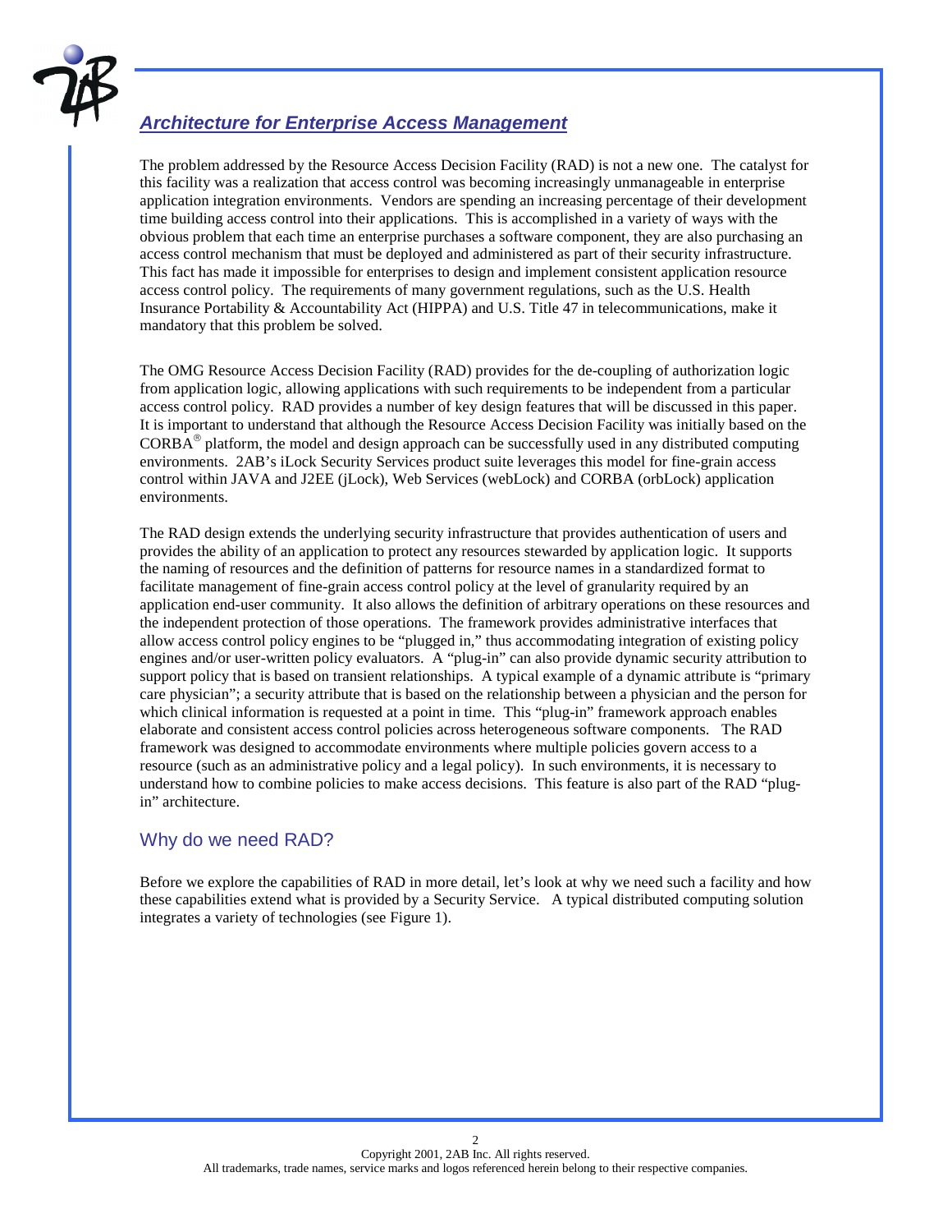## *Architecture for Enterprise Access Management*

The problem addressed by the Resource Access Decision Facility (RAD) is not a new one. The catalyst for this facility was a realization that access control was becoming increasingly unmanageable in enterprise application integration environments. Vendors are spending an increasing percentage of their development time building access control into their applications. This is accomplished in a variety of ways with the obvious problem that each time an enterprise purchases a software component, they are also purchasing an access control mechanism that must be deployed and administered as part of their security infrastructure. This fact has made it impossible for enterprises to design and implement consistent application resource access control policy. The requirements of many government regulations, such as the U.S. Health Insurance Portability & Accountability Act (HIPPA) and U.S. Title 47 in telecommunications, make it mandatory that this problem be solved.

The OMG Resource Access Decision Facility (RAD) provides for the de-coupling of authorization logic from application logic, allowing applications with such requirements to be independent from a particular access control policy. RAD provides a number of key design features that will be discussed in this paper. It is important to understand that although the Resource Access Decision Facility was initially based on the CORBA® platform, the model and design approach can be successfully used in any distributed computing environments. 2AB's iLock Security Services product suite leverages this model for fine-grain access control within JAVA and J2EE (jLock), Web Services (webLock) and CORBA (orbLock) application environments.

The RAD design extends the underlying security infrastructure that provides authentication of users and provides the ability of an application to protect any resources stewarded by application logic. It supports the naming of resources and the definition of patterns for resource names in a standardized format to facilitate management of fine-grain access control policy at the level of granularity required by an application end-user community. It also allows the definition of arbitrary operations on these resources and the independent protection of those operations. The framework provides administrative interfaces that allow access control policy engines to be "plugged in," thus accommodating integration of existing policy engines and/or user-written policy evaluators. A "plug-in" can also provide dynamic security attribution to support policy that is based on transient relationships. A typical example of a dynamic attribute is "primary care physician"; a security attribute that is based on the relationship between a physician and the person for which clinical information is requested at a point in time. This "plug-in" framework approach enables elaborate and consistent access control policies across heterogeneous software components. The RAD framework was designed to accommodate environments where multiple policies govern access to a resource (such as an administrative policy and a legal policy). In such environments, it is necessary to understand how to combine policies to make access decisions. This feature is also part of the RAD "plug-in" architecture.

### Why do we need RAD?

Before we explore the capabilities of RAD in more detail, let's look at why we need such a facility and how these capabilities extend what is provided by a Security Service. A typical distributed computing solution integrates a variety of technologies (see Figure 1).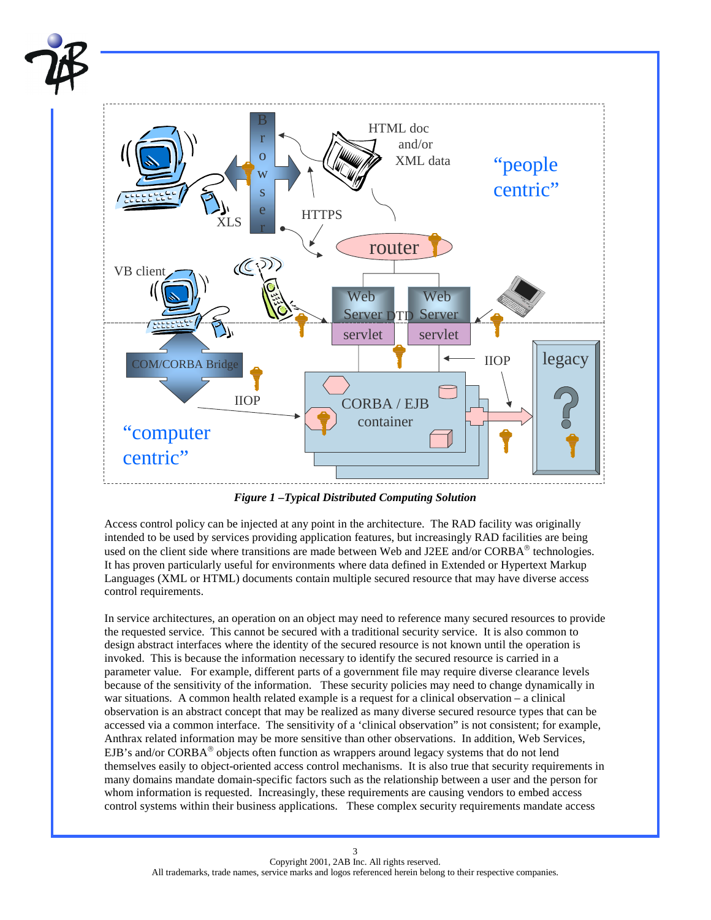*Figure 1 –Typical Distributed Computing Solution*

Access control policy can be injected at any point in the architecture. The RAD facility was originally intended to be used by services providing application features, but increasingly RAD facilities are being used on the client side where transitions are made between Web and J2EE and/or CORBA® technologies. It has proven particularly useful for environments where data defined in Extended or Hypertext Markup Languages (XML or HTML) documents contain multiple secured resource that may have diverse access control requirements.

In service architectures, an operation on an object may need to reference many secured resources to provide the requested service. This cannot be secured with a traditional security service. It is also common to design abstract interfaces where the identity of the secured resource is not known until the operation is invoked. This is because the information necessary to identify the secured resource is carried in a parameter value. For example, different parts of a government file may require diverse clearance levels because of the sensitivity of the information. These security policies may need to change dynamically in war situations. A common health related example is a request for a clinical observation – a clinical observation is an abstract concept that may be realized as many diverse secured resource types that can be accessed via a common interface. The sensitivity of a 'clinical observation" is not consistent; for example, Anthrax related information may be more sensitive than other observations. In addition, Web Services, EJB's and/or CORBA® objects often function as wrappers around legacy systems that do not lend themselves easily to object-oriented access control mechanisms. It is also true that security requirements in many domains mandate domain-specific factors such as the relationship between a user and the person for whom information is requested. Increasingly, these requirements are causing vendors to embed access control systems within their business applications. These complex security requirements mandate access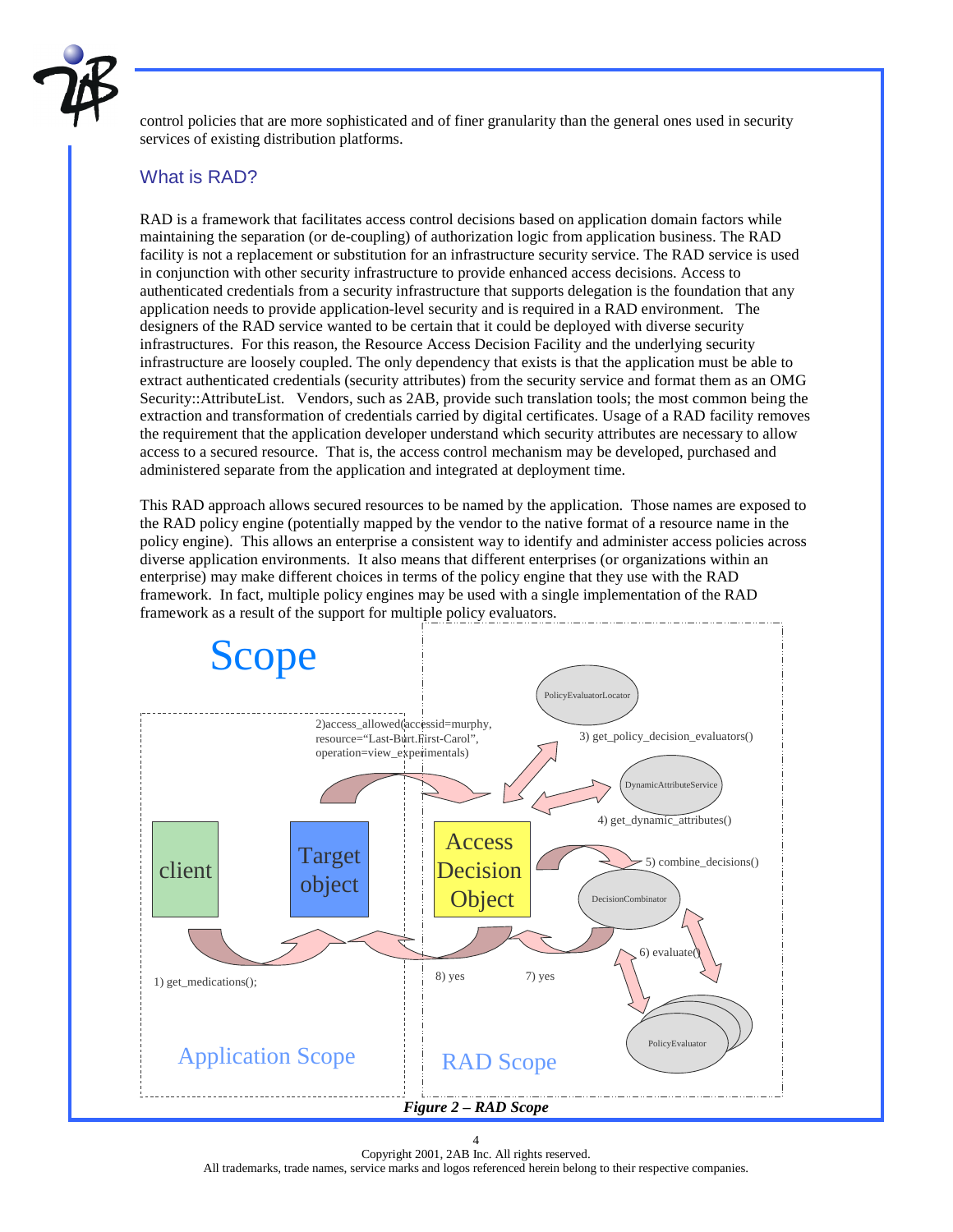control policies that are more sophisticated and of finer granularity than the general ones used in security services of existing distribution platforms.

## What is RAD?

RAD is a framework that facilitates access control decisions based on application domain factors while maintaining the separation (or de-coupling) of authorization logic from application business. The RAD facility is not a replacement or substitution for an infrastructure security service. The RAD service is used in conjunction with other security infrastructure to provide enhanced access decisions. Access to authenticated credentials from a security infrastructure that supports delegation is the foundation that any application needs to provide application-level security and is required in a RAD environment. The designers of the RAD service wanted to be certain that it could be deployed with diverse security infrastructures. For this reason, the Resource Access Decision Facility and the underlying security infrastructure are loosely coupled. The only dependency that exists is that the application must be able to extract authenticated credentials (security attributes) from the security service and format them as an OMG Security::AttributeList. Vendors, such as 2AB, provide such translation tools; the most common being the extraction and transformation of credentials carried by digital certificates. Usage of a RAD facility removes the requirement that the application developer understand which security attributes are necessary to allow access to a secured resource. That is, the access control mechanism may be developed, purchased and administered separate from the application and integrated at deployment time.

This RAD approach allows secured resources to be named by the application. Those names are exposed to the RAD policy engine (potentially mapped by the vendor to the native format of a resource name in the policy engine). This allows an enterprise a consistent way to identify and administer access policies across diverse application environments. It also means that different enterprises (or organizations within an enterprise) may make different choices in terms of the policy engine that they use with the RAD framework. In fact, multiple policy engines may be used with a single implementation of the RAD framework as a result of the support for multiple policy evaluators.

Scope

client

Target object

Access Decision Object

PolicyEvaluatorLocator

DynamicAttributeService

DecisionCombinator

PolicyEvaluator

1) get_medications();

2)access_allowed(accessid=murphy, resource="Last-Burt.First-Carol", operation=view_experimentals)

3) get_policy_decision_evaluators()

4) get_dynamic_attributes()

5) combine_decisions()

6) evaluate()

7) yes

8) yes

Application Scope

RAD Scope

***Figure 2 – RAD Scope***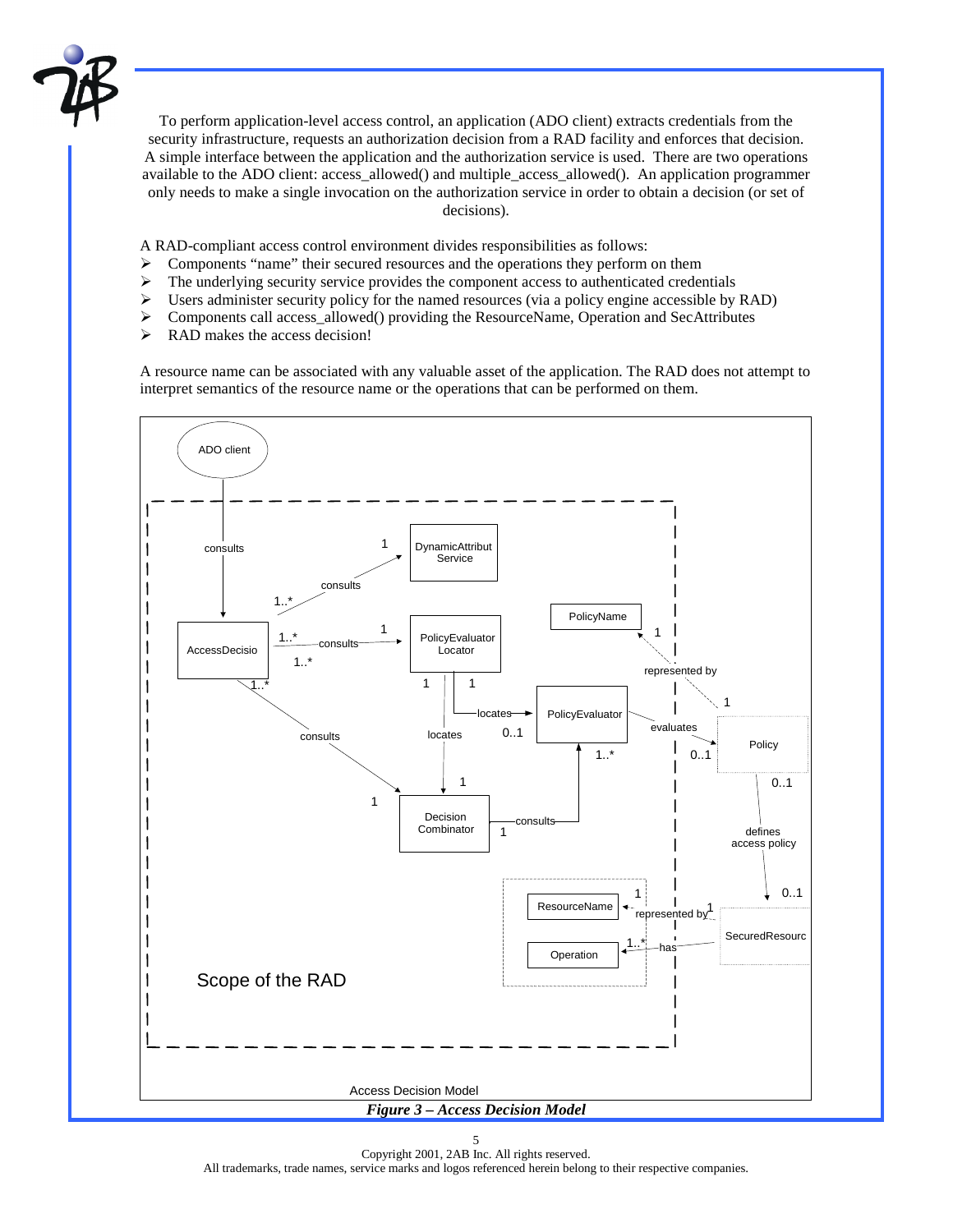To perform application-level access control, an application (ADO client) extracts credentials from the security infrastructure, requests an authorization decision from a RAD facility and enforces that decision. A simple interface between the application and the authorization service is used. There are two operations available to the ADO client: access_allowed() and multiple_access_allowed(). An application programmer only needs to make a single invocation on the authorization service in order to obtain a decision (or set of decisions).

A RAD-compliant access control environment divides responsibilities as follows:

- Components "name" their secured resources and the operations they perform on them
- The underlying security service provides the component access to authenticated credentials
- Users administer security policy for the named resources (via a policy engine accessible by RAD)
- Components call access_allowed() providing the ResourceName, Operation and SecAttributes
- RAD makes the access decision!

A resource name can be associated with any valuable asset of the application. The RAD does not attempt to interpret semantics of the resource name or the operations that can be performed on them.

ADO client — consults — AccessDecisio; AccessDecisio 1..* consults 1 DynamicAttribut Service; AccessDecisio 1..* consults 1 PolicyEvaluator Locator; AccessDecisio 1..* consults 1 Decision Combinator; PolicyEvaluator Locator 1 locates 0..1 PolicyEvaluator; PolicyEvaluator Locator 1 locates 1 Decision Combinator; Decision Combinator 1 consults 1..* PolicyEvaluator; PolicyEvaluator evaluates 0..1 Policy; Policy 1 represented by 1 PolicyName; Policy 0..1 defines access policy 0..1 SecuredResourc; SecuredResourc 1 represented by 1 ResourceName; SecuredResourc has 1..* Operation

Scope of the RAD

Access Decision Model

***Figure 3 – Access Decision Model***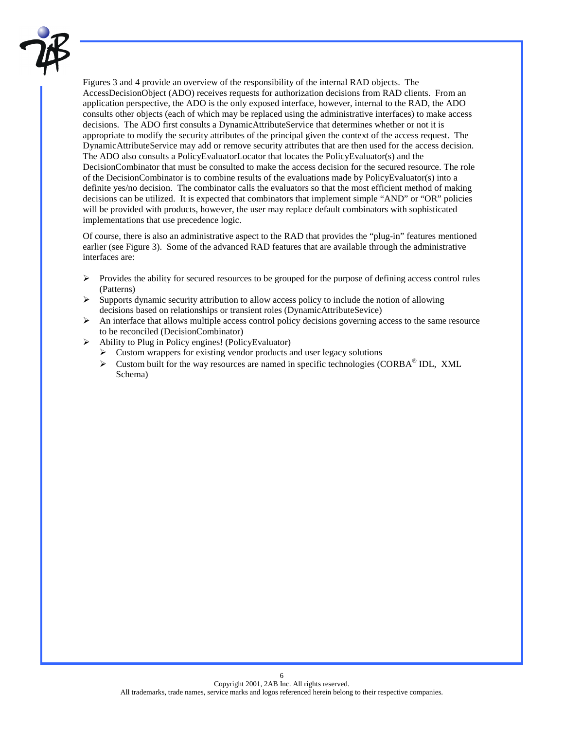Figures 3 and 4 provide an overview of the responsibility of the internal RAD objects. The AccessDecisionObject (ADO) receives requests for authorization decisions from RAD clients. From an application perspective, the ADO is the only exposed interface, however, internal to the RAD, the ADO consults other objects (each of which may be replaced using the administrative interfaces) to make access decisions. The ADO first consults a DynamicAttributeService that determines whether or not it is appropriate to modify the security attributes of the principal given the context of the access request. The DynamicAttributeService may add or remove security attributes that are then used for the access decision. The ADO also consults a PolicyEvaluatorLocator that locates the PolicyEvaluator(s) and the DecisionCombinator that must be consulted to make the access decision for the secured resource. The role of the DecisionCombinator is to combine results of the evaluations made by PolicyEvaluator(s) into a definite yes/no decision. The combinator calls the evaluators so that the most efficient method of making decisions can be utilized. It is expected that combinators that implement simple "AND" or "OR" policies will be provided with products, however, the user may replace default combinators with sophisticated implementations that use precedence logic.

Of course, there is also an administrative aspect to the RAD that provides the "plug-in" features mentioned earlier (see Figure 3). Some of the advanced RAD features that are available through the administrative interfaces are:

- Provides the ability for secured resources to be grouped for the purpose of defining access control rules (Patterns)
- Supports dynamic security attribution to allow access policy to include the notion of allowing decisions based on relationships or transient roles (DynamicAttributeSevice)
- An interface that allows multiple access control policy decisions governing access to the same resource to be reconciled (DecisionCombinator)
- Ability to Plug in Policy engines! (PolicyEvaluator)
  - Custom wrappers for existing vendor products and user legacy solutions
  - Custom built for the way resources are named in specific technologies (CORBA® IDL, XML Schema)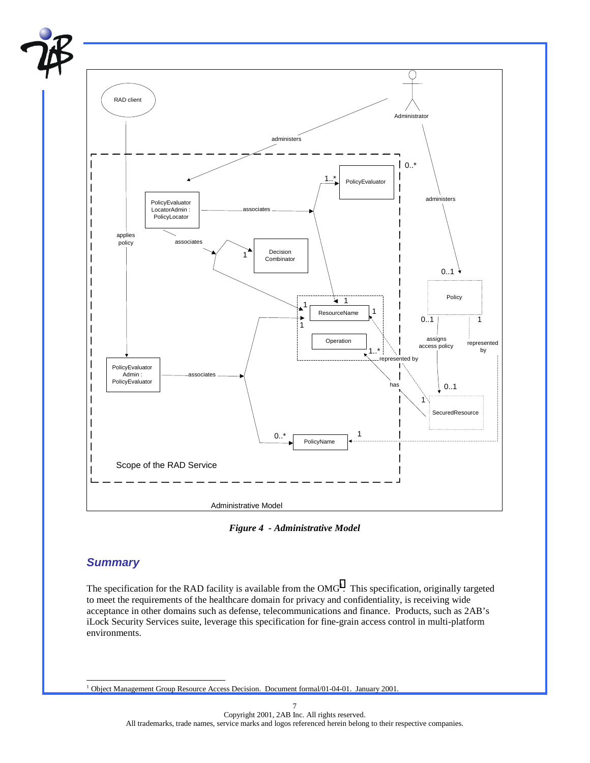Figure 4 - Administrative Model

## Summary

The specification for the RAD facility is available from the OMG[1]. This specification, originally targeted to meet the requirements of the healthcare domain for privacy and confidentiality, is receiving wide acceptance in other domains such as defense, telecommunications and finance. Products, such as 2AB's iLock Security Services suite, leverage this specification for fine-grain access control in multi-platform environments.

[1] Object Management Group Resource Access Decision. Document formal/01-04-01. January 2001.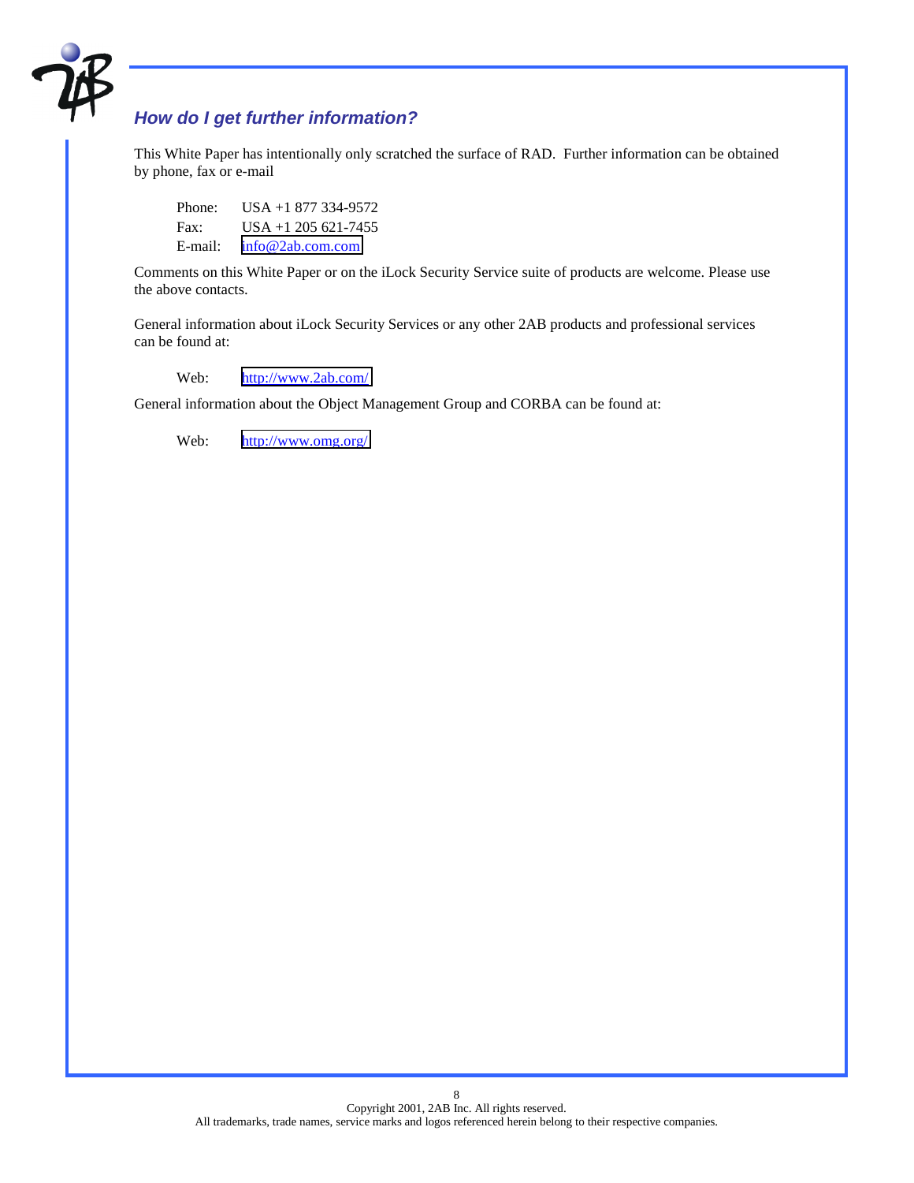## *How do I get further information?*

This White Paper has intentionally only scratched the surface of RAD. Further information can be obtained by phone, fax or e-mail

Phone: USA +1 877 334-9572
Fax: USA +1 205 621-7455
E-mail: info@2ab.com.com

Comments on this White Paper or on the iLock Security Service suite of products are welcome. Please use the above contacts.

General information about iLock Security Services or any other 2AB products and professional services can be found at:

Web: http://www.2ab.com/

General information about the Object Management Group and CORBA can be found at:

Web: http://www.omg.org/

Copyright 2001, 2AB Inc. All rights reserved.
All trademarks, trade names, service marks and logos referenced herein belong to their respective companies.